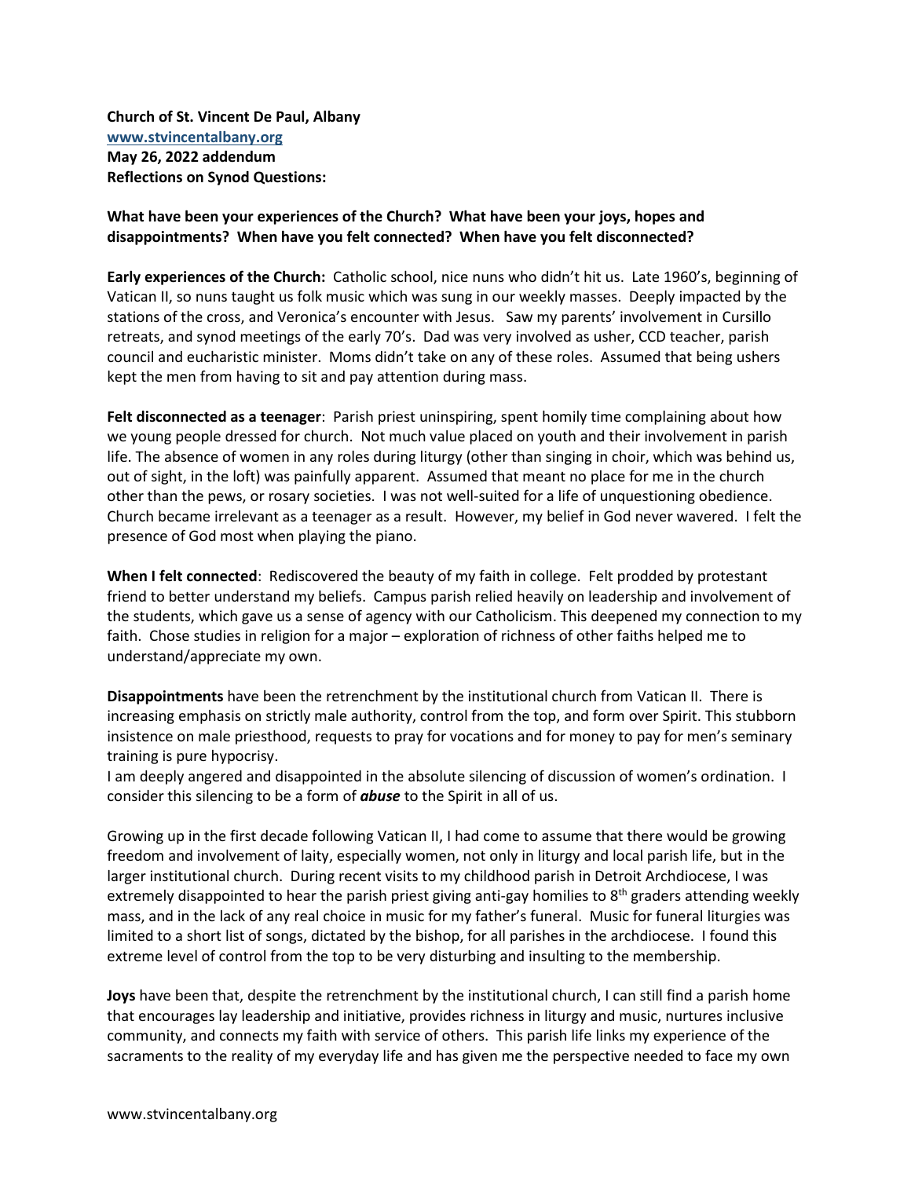**Church of St. Vincent De Paul, Albany**
**[www.stvincentalbany.org](http://www.stvincentalbany.org)**
**May 26, 2022 addendum**
**Reflections on Synod Questions:**

**What have been your experiences of the Church? What have been your joys, hopes and disappointments? When have you felt connected? When have you felt disconnected?**

**Early experiences of the Church:** Catholic school, nice nuns who didn't hit us. Late 1960's, beginning of Vatican II, so nuns taught us folk music which was sung in our weekly masses. Deeply impacted by the stations of the cross, and Veronica's encounter with Jesus. Saw my parents' involvement in Cursillo retreats, and synod meetings of the early 70's. Dad was very involved as usher, CCD teacher, parish council and eucharistic minister. Moms didn't take on any of these roles. Assumed that being ushers kept the men from having to sit and pay attention during mass.

**Felt disconnected as a teenager**: Parish priest uninspiring, spent homily time complaining about how we young people dressed for church. Not much value placed on youth and their involvement in parish life. The absence of women in any roles during liturgy (other than singing in choir, which was behind us, out of sight, in the loft) was painfully apparent. Assumed that meant no place for me in the church other than the pews, or rosary societies. I was not well-suited for a life of unquestioning obedience. Church became irrelevant as a teenager as a result. However, my belief in God never wavered. I felt the presence of God most when playing the piano.

**When I felt connected**: Rediscovered the beauty of my faith in college. Felt prodded by protestant friend to better understand my beliefs. Campus parish relied heavily on leadership and involvement of the students, which gave us a sense of agency with our Catholicism. This deepened my connection to my faith. Chose studies in religion for a major – exploration of richness of other faiths helped me to understand/appreciate my own.

**Disappointments** have been the retrenchment by the institutional church from Vatican II. There is increasing emphasis on strictly male authority, control from the top, and form over Spirit. This stubborn insistence on male priesthood, requests to pray for vocations and for money to pay for men's seminary training is pure hypocrisy.
I am deeply angered and disappointed in the absolute silencing of discussion of women's ordination. I consider this silencing to be a form of ***abuse*** to the Spirit in all of us.

Growing up in the first decade following Vatican II, I had come to assume that there would be growing freedom and involvement of laity, especially women, not only in liturgy and local parish life, but in the larger institutional church. During recent visits to my childhood parish in Detroit Archdiocese, I was extremely disappointed to hear the parish priest giving anti-gay homilies to 8th graders attending weekly mass, and in the lack of any real choice in music for my father's funeral. Music for funeral liturgies was limited to a short list of songs, dictated by the bishop, for all parishes in the archdiocese. I found this extreme level of control from the top to be very disturbing and insulting to the membership.

**Joys** have been that, despite the retrenchment by the institutional church, I can still find a parish home that encourages lay leadership and initiative, provides richness in liturgy and music, nurtures inclusive community, and connects my faith with service of others. This parish life links my experience of the sacraments to the reality of my everyday life and has given me the perspective needed to face my own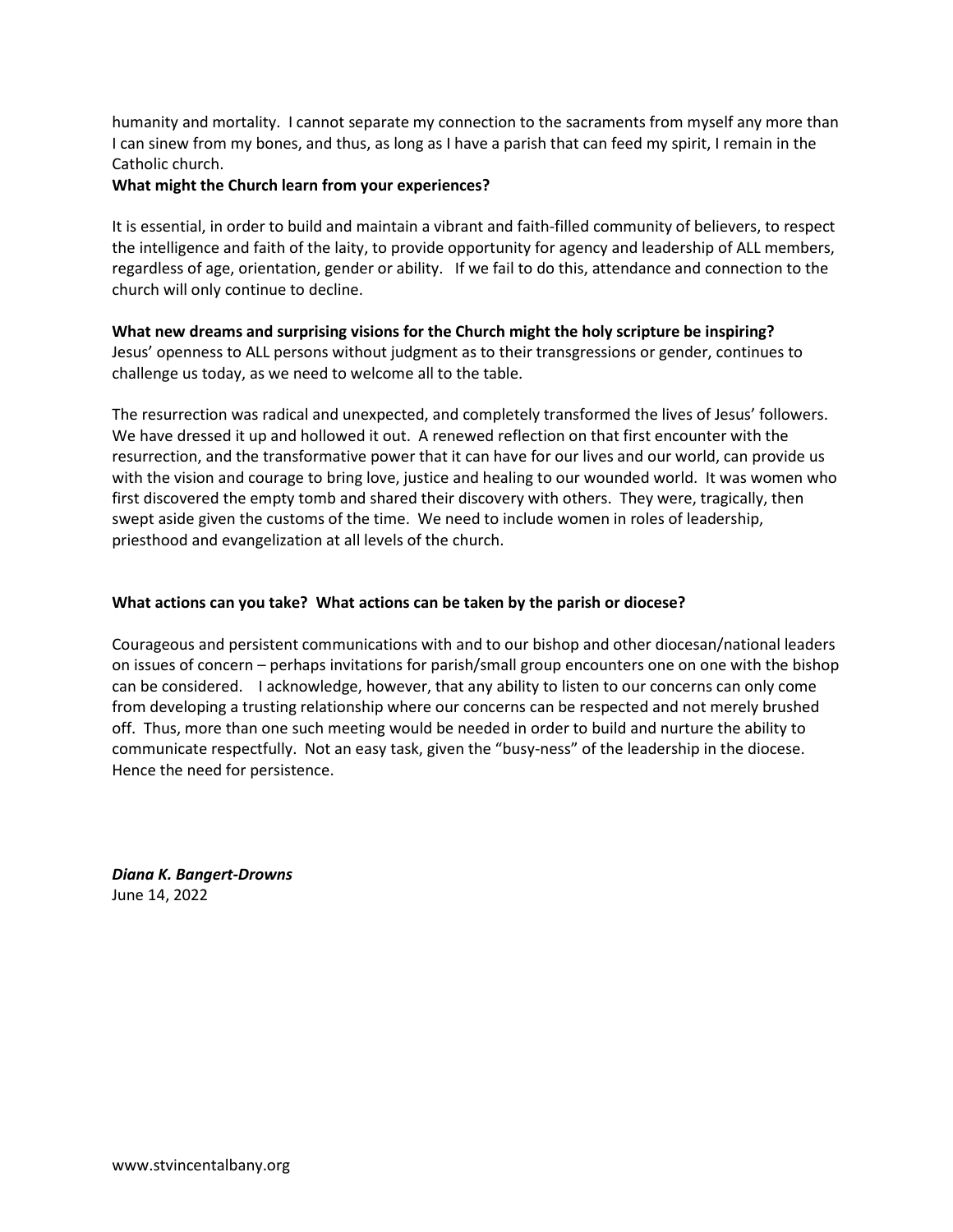humanity and mortality. I cannot separate my connection to the sacraments from myself any more than I can sinew from my bones, and thus, as long as I have a parish that can feed my spirit, I remain in the Catholic church.

**What might the Church learn from your experiences?**

It is essential, in order to build and maintain a vibrant and faith-filled community of believers, to respect the intelligence and faith of the laity, to provide opportunity for agency and leadership of ALL members, regardless of age, orientation, gender or ability. If we fail to do this, attendance and connection to the church will only continue to decline.

**What new dreams and surprising visions for the Church might the holy scripture be inspiring?**

Jesus' openness to ALL persons without judgment as to their transgressions or gender, continues to challenge us today, as we need to welcome all to the table.

The resurrection was radical and unexpected, and completely transformed the lives of Jesus' followers. We have dressed it up and hollowed it out. A renewed reflection on that first encounter with the resurrection, and the transformative power that it can have for our lives and our world, can provide us with the vision and courage to bring love, justice and healing to our wounded world. It was women who first discovered the empty tomb and shared their discovery with others. They were, tragically, then swept aside given the customs of the time. We need to include women in roles of leadership, priesthood and evangelization at all levels of the church.

**What actions can you take? What actions can be taken by the parish or diocese?**

Courageous and persistent communications with and to our bishop and other diocesan/national leaders on issues of concern – perhaps invitations for parish/small group encounters one on one with the bishop can be considered. I acknowledge, however, that any ability to listen to our concerns can only come from developing a trusting relationship where our concerns can be respected and not merely brushed off. Thus, more than one such meeting would be needed in order to build and nurture the ability to communicate respectfully. Not an easy task, given the "busy-ness" of the leadership in the diocese. Hence the need for persistence.

***Diana K. Bangert-Drowns***
June 14, 2022

www.stvincentalbany.org